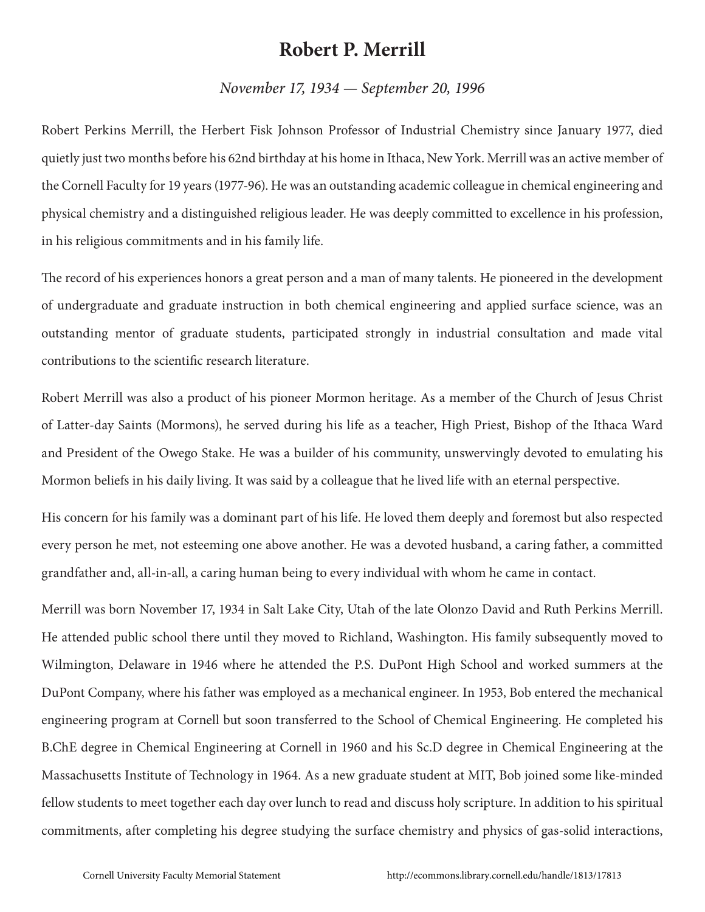# Robert P. Merrill

*November 17, 1934 — September 20, 1996*

Robert Perkins Merrill, the Herbert Fisk Johnson Professor of Industrial Chemistry since January 1977, died quietly just two months before his 62nd birthday at his home in Ithaca, New York. Merrill was an active member of the Cornell Faculty for 19 years (1977-96). He was an outstanding academic colleague in chemical engineering and physical chemistry and a distinguished religious leader. He was deeply committed to excellence in his profession, in his religious commitments and in his family life.

The record of his experiences honors a great person and a man of many talents. He pioneered in the development of undergraduate and graduate instruction in both chemical engineering and applied surface science, was an outstanding mentor of graduate students, participated strongly in industrial consultation and made vital contributions to the scientific research literature.

Robert Merrill was also a product of his pioneer Mormon heritage. As a member of the Church of Jesus Christ of Latter-day Saints (Mormons), he served during his life as a teacher, High Priest, Bishop of the Ithaca Ward and President of the Owego Stake. He was a builder of his community, unswervingly devoted to emulating his Mormon beliefs in his daily living. It was said by a colleague that he lived life with an eternal perspective.

His concern for his family was a dominant part of his life. He loved them deeply and foremost but also respected every person he met, not esteeming one above another. He was a devoted husband, a caring father, a committed grandfather and, all-in-all, a caring human being to every individual with whom he came in contact.

Merrill was born November 17, 1934 in Salt Lake City, Utah of the late Olonzo David and Ruth Perkins Merrill. He attended public school there until they moved to Richland, Washington. His family subsequently moved to Wilmington, Delaware in 1946 where he attended the P.S. DuPont High School and worked summers at the DuPont Company, where his father was employed as a mechanical engineer. In 1953, Bob entered the mechanical engineering program at Cornell but soon transferred to the School of Chemical Engineering. He completed his B.ChE degree in Chemical Engineering at Cornell in 1960 and his Sc.D degree in Chemical Engineering at the Massachusetts Institute of Technology in 1964. As a new graduate student at MIT, Bob joined some like-minded fellow students to meet together each day over lunch to read and discuss holy scripture. In addition to his spiritual commitments, after completing his degree studying the surface chemistry and physics of gas-solid interactions,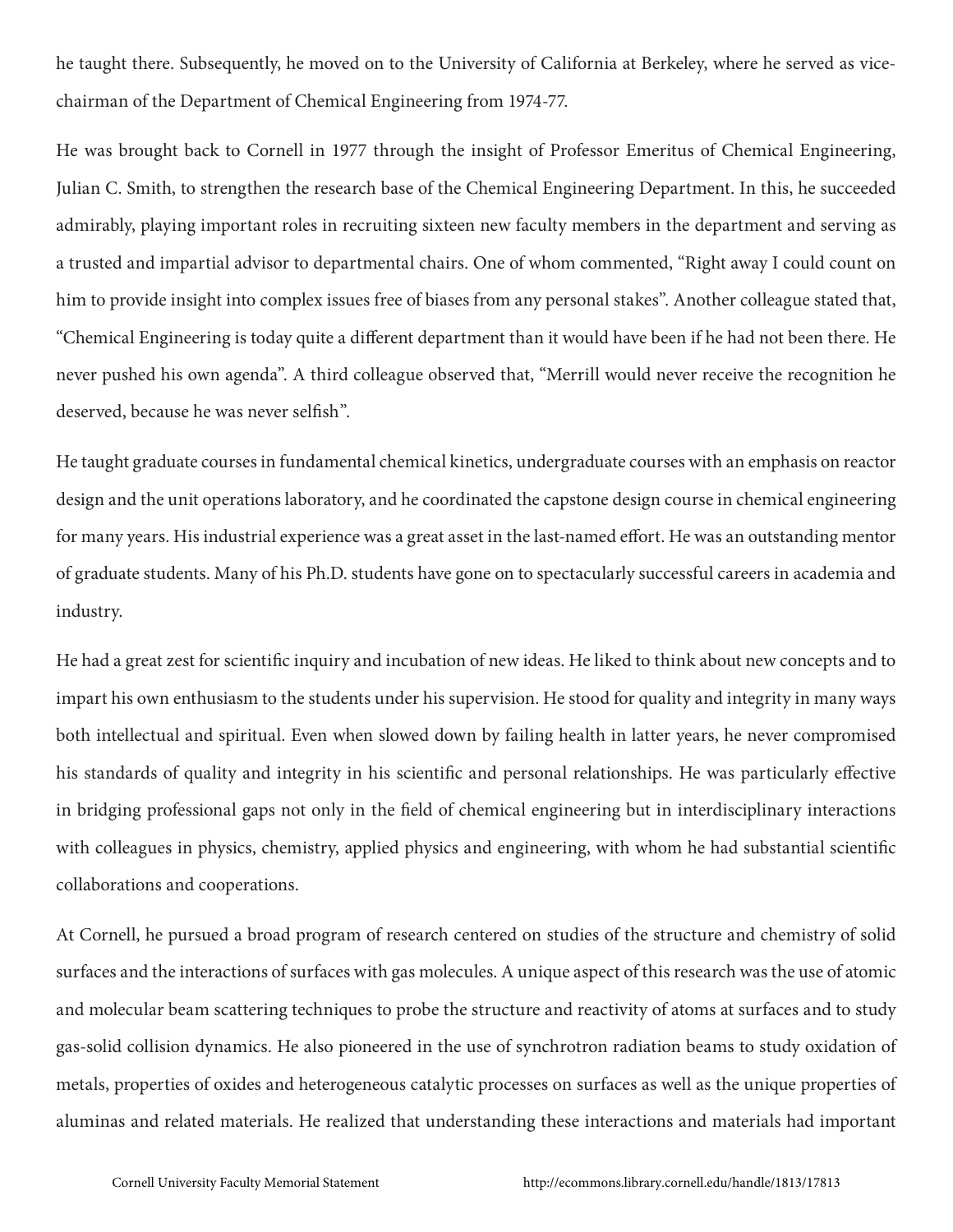he taught there. Subsequently, he moved on to the University of California at Berkeley, where he served as vice-chairman of the Department of Chemical Engineering from 1974-77.

He was brought back to Cornell in 1977 through the insight of Professor Emeritus of Chemical Engineering, Julian C. Smith, to strengthen the research base of the Chemical Engineering Department. In this, he succeeded admirably, playing important roles in recruiting sixteen new faculty members in the department and serving as a trusted and impartial advisor to departmental chairs. One of whom commented, "Right away I could count on him to provide insight into complex issues free of biases from any personal stakes". Another colleague stated that, "Chemical Engineering is today quite a different department than it would have been if he had not been there. He never pushed his own agenda". A third colleague observed that, "Merrill would never receive the recognition he deserved, because he was never selfish".

He taught graduate courses in fundamental chemical kinetics, undergraduate courses with an emphasis on reactor design and the unit operations laboratory, and he coordinated the capstone design course in chemical engineering for many years. His industrial experience was a great asset in the last-named effort. He was an outstanding mentor of graduate students. Many of his Ph.D. students have gone on to spectacularly successful careers in academia and industry.

He had a great zest for scientific inquiry and incubation of new ideas. He liked to think about new concepts and to impart his own enthusiasm to the students under his supervision. He stood for quality and integrity in many ways both intellectual and spiritual. Even when slowed down by failing health in latter years, he never compromised his standards of quality and integrity in his scientific and personal relationships. He was particularly effective in bridging professional gaps not only in the field of chemical engineering but in interdisciplinary interactions with colleagues in physics, chemistry, applied physics and engineering, with whom he had substantial scientific collaborations and cooperations.

At Cornell, he pursued a broad program of research centered on studies of the structure and chemistry of solid surfaces and the interactions of surfaces with gas molecules. A unique aspect of this research was the use of atomic and molecular beam scattering techniques to probe the structure and reactivity of atoms at surfaces and to study gas-solid collision dynamics. He also pioneered in the use of synchrotron radiation beams to study oxidation of metals, properties of oxides and heterogeneous catalytic processes on surfaces as well as the unique properties of aluminas and related materials. He realized that understanding these interactions and materials had important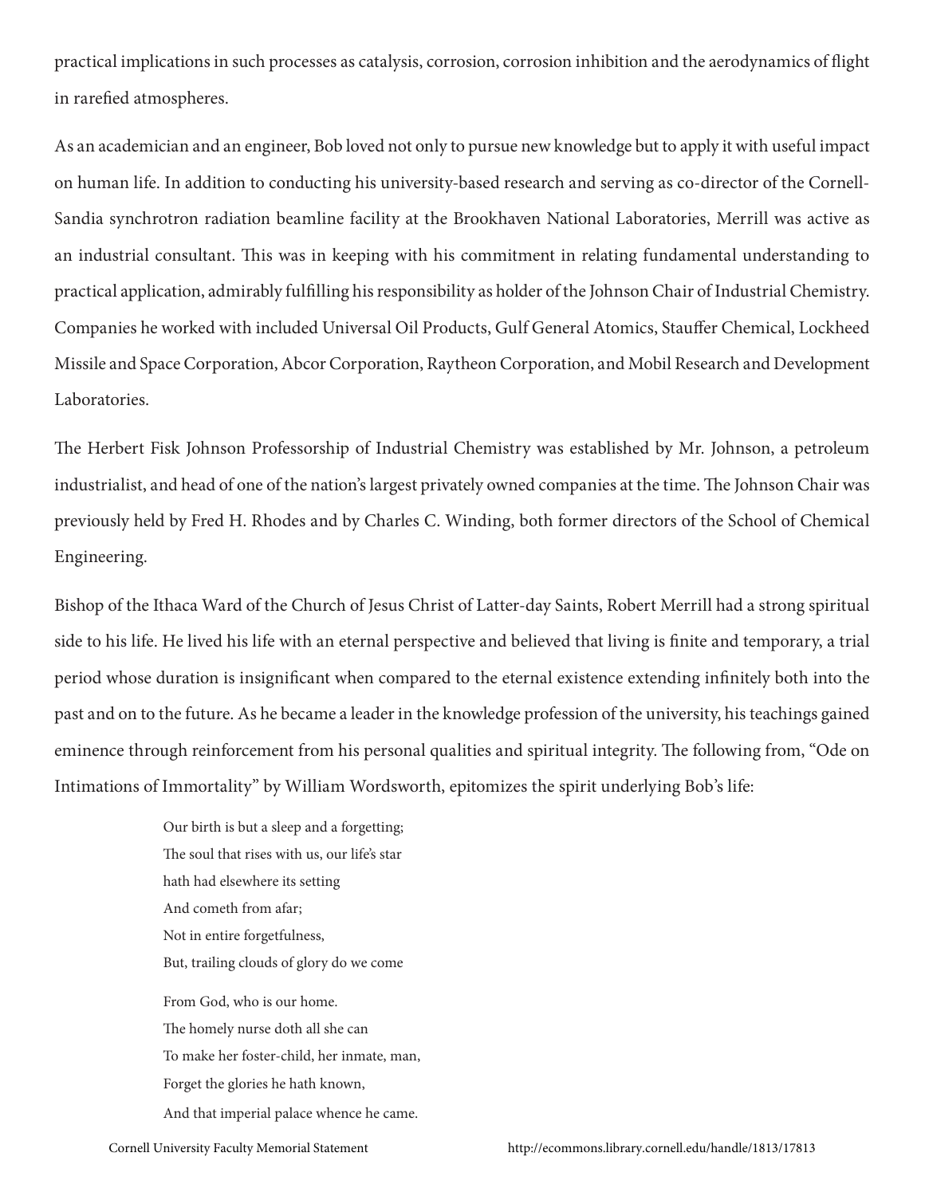practical implications in such processes as catalysis, corrosion, corrosion inhibition and the aerodynamics of flight in rarefied atmospheres.

As an academician and an engineer, Bob loved not only to pursue new knowledge but to apply it with useful impact on human life. In addition to conducting his university-based research and serving as co-director of the Cornell-Sandia synchrotron radiation beamline facility at the Brookhaven National Laboratories, Merrill was active as an industrial consultant. This was in keeping with his commitment in relating fundamental understanding to practical application, admirably fulfilling his responsibility as holder of the Johnson Chair of Industrial Chemistry. Companies he worked with included Universal Oil Products, Gulf General Atomics, Stauffer Chemical, Lockheed Missile and Space Corporation, Abcor Corporation, Raytheon Corporation, and Mobil Research and Development Laboratories.

The Herbert Fisk Johnson Professorship of Industrial Chemistry was established by Mr. Johnson, a petroleum industrialist, and head of one of the nation's largest privately owned companies at the time. The Johnson Chair was previously held by Fred H. Rhodes and by Charles C. Winding, both former directors of the School of Chemical Engineering.

Bishop of the Ithaca Ward of the Church of Jesus Christ of Latter-day Saints, Robert Merrill had a strong spiritual side to his life. He lived his life with an eternal perspective and believed that living is finite and temporary, a trial period whose duration is insignificant when compared to the eternal existence extending infinitely both into the past and on to the future. As he became a leader in the knowledge profession of the university, his teachings gained eminence through reinforcement from his personal qualities and spiritual integrity. The following from, "Ode on Intimations of Immortality" by William Wordsworth, epitomizes the spirit underlying Bob's life:

> Our birth is but a sleep and a forgetting;
> The soul that rises with us, our life's star
> hath had elsewhere its setting
> And cometh from afar;
> Not in entire forgetfulness,
> But, trailing clouds of glory do we come
>
> From God, who is our home.
> The homely nurse doth all she can
> To make her foster-child, her inmate, man,
> Forget the glories he hath known,
> And that imperial palace whence he came.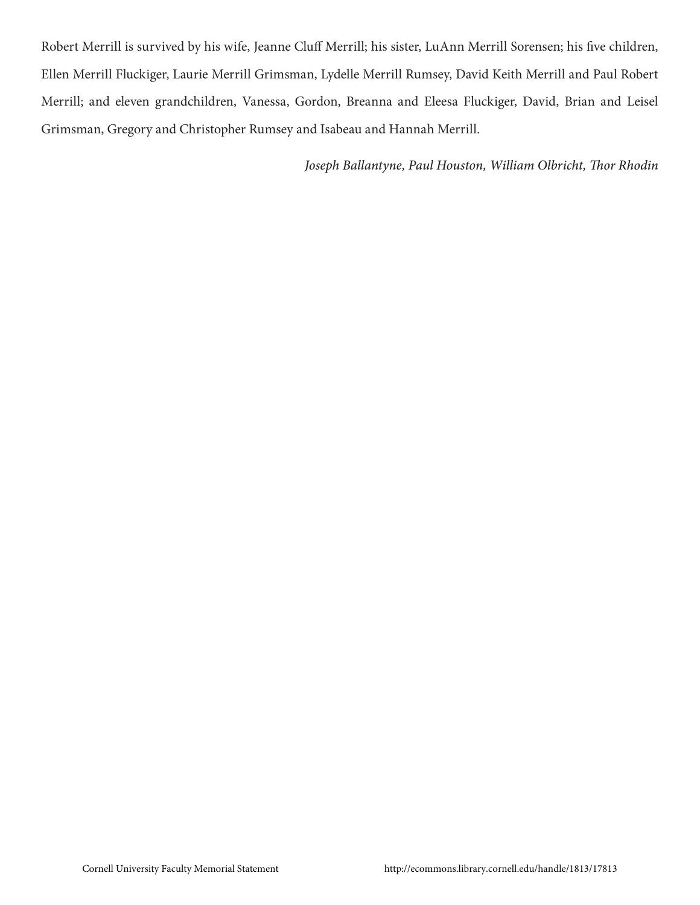Robert Merrill is survived by his wife, Jeanne Cluff Merrill; his sister, LuAnn Merrill Sorensen; his five children, Ellen Merrill Fluckiger, Laurie Merrill Grimsman, Lydelle Merrill Rumsey, David Keith Merrill and Paul Robert Merrill; and eleven grandchildren, Vanessa, Gordon, Breanna and Eleesa Fluckiger, David, Brian and Leisel Grimsman, Gregory and Christopher Rumsey and Isabeau and Hannah Merrill.

*Joseph Ballantyne, Paul Houston, William Olbricht, Thor Rhodin*